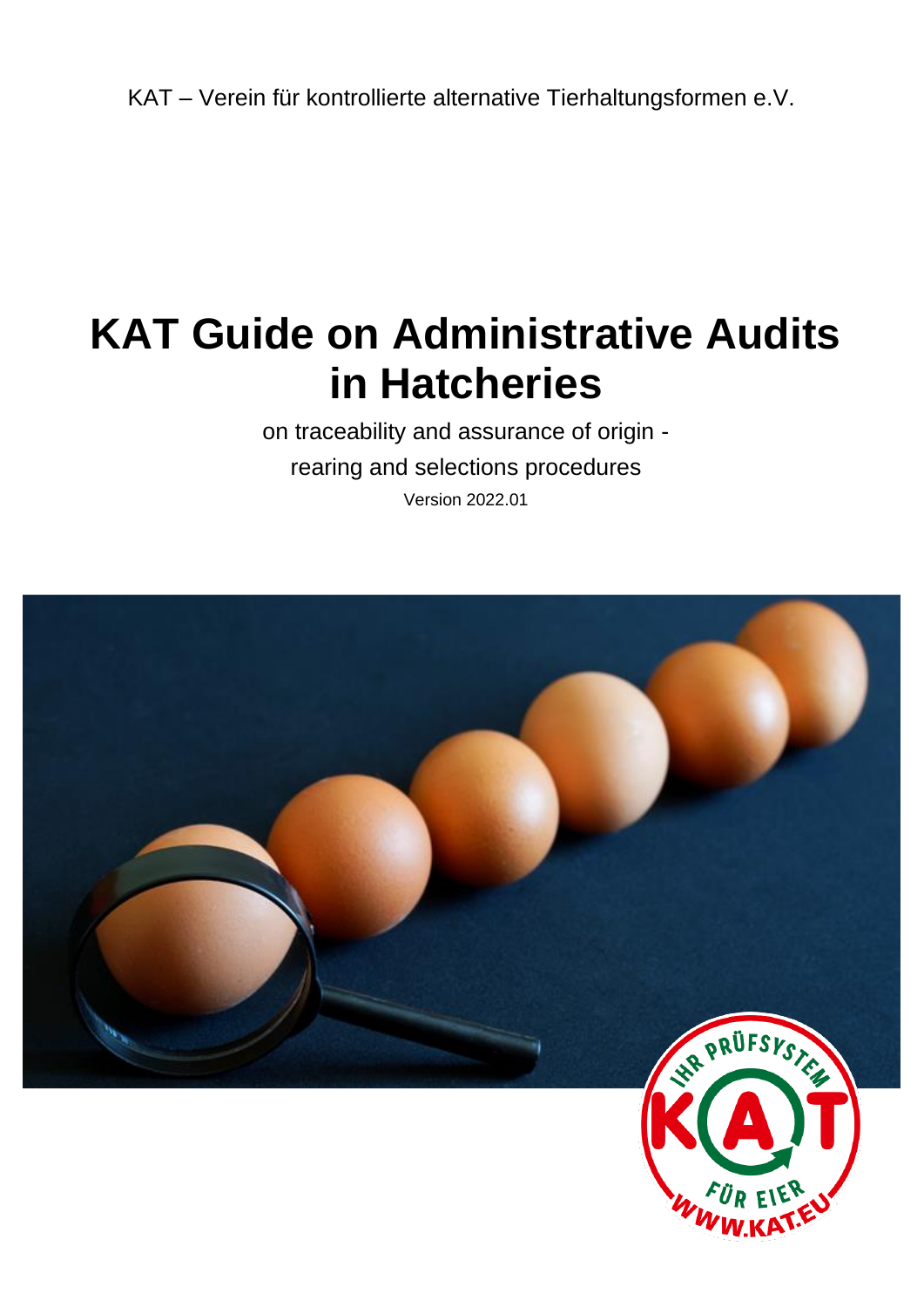KAT – Verein für kontrollierte alternative Tierhaltungsformen e.V.

# KAT Guide on Administrative Audits in Hatcheries

on traceability and assurance of origin - rearing and selections procedures

Version 2022.01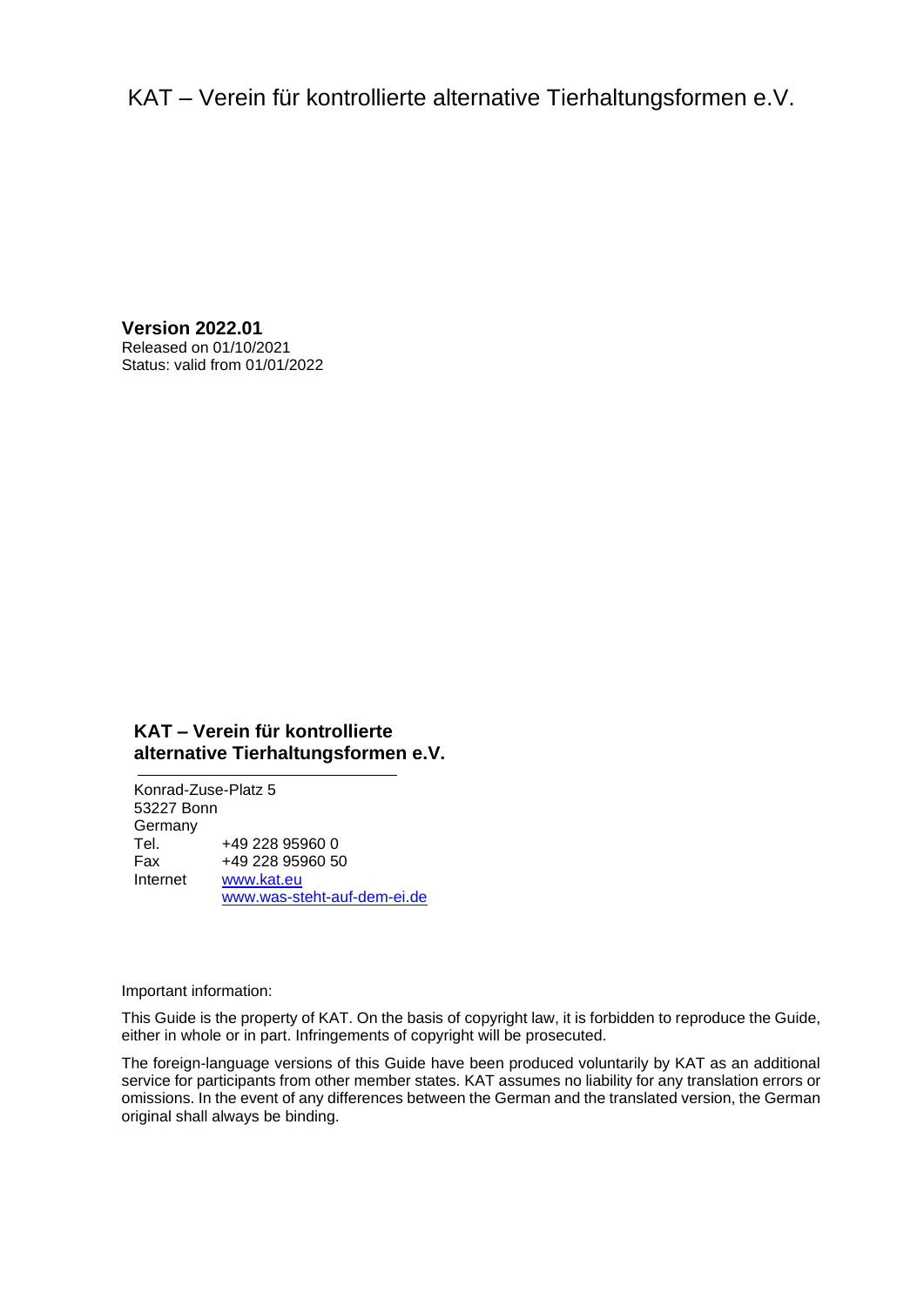KAT – Verein für kontrollierte alternative Tierhaltungsformen e.V.

**Version 2022.01**
Released on 01/10/2021
Status: valid from 01/01/2022

**KAT – Verein für kontrollierte alternative Tierhaltungsformen e.V.**

Konrad-Zuse-Platz 5
53227 Bonn
Germany

| | |
|---|---|
| Tel. | +49 228 95960 0 |
| Fax | +49 228 95960 50 |
| Internet | www.kat.eu |
| | www.was-steht-auf-dem-ei.de |

Important information:

This Guide is the property of KAT. On the basis of copyright law, it is forbidden to reproduce the Guide, either in whole or in part. Infringements of copyright will be prosecuted.

The foreign-language versions of this Guide have been produced voluntarily by KAT as an additional service for participants from other member states. KAT assumes no liability for any translation errors or omissions. In the event of any differences between the German and the translated version, the German original shall always be binding.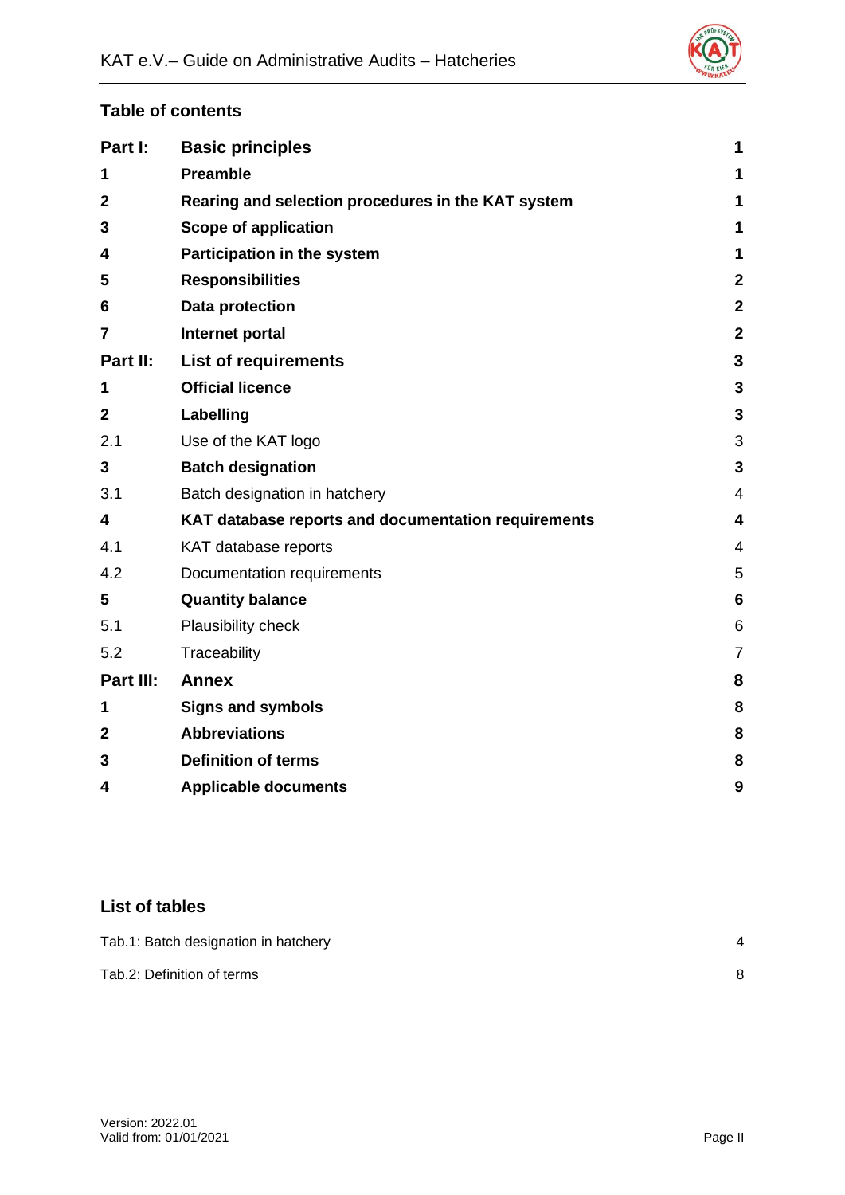## Table of contents

| | | |
|---|---|---|
| **Part I:** | **Basic principles** | **1** |
| **1** | **Preamble** | **1** |
| **2** | **Rearing and selection procedures in the KAT system** | **1** |
| **3** | **Scope of application** | **1** |
| **4** | **Participation in the system** | **1** |
| **5** | **Responsibilities** | **2** |
| **6** | **Data protection** | **2** |
| **7** | **Internet portal** | **2** |
| **Part II:** | **List of requirements** | **3** |
| **1** | **Official licence** | **3** |
| **2** | **Labelling** | **3** |
| 2.1 | Use of the KAT logo | 3 |
| **3** | **Batch designation** | **3** |
| 3.1 | Batch designation in hatchery | 4 |
| **4** | **KAT database reports and documentation requirements** | **4** |
| 4.1 | KAT database reports | 4 |
| 4.2 | Documentation requirements | 5 |
| **5** | **Quantity balance** | **6** |
| 5.1 | Plausibility check | 6 |
| 5.2 | Traceability | 7 |
| **Part III:** | **Annex** | **8** |
| **1** | **Signs and symbols** | **8** |
| **2** | **Abbreviations** | **8** |
| **3** | **Definition of terms** | **8** |
| **4** | **Applicable documents** | **9** |

## List of tables

| | |
|---|---|
| Tab.1: Batch designation in hatchery | 4 |
| Tab.2: Definition of terms | 8 |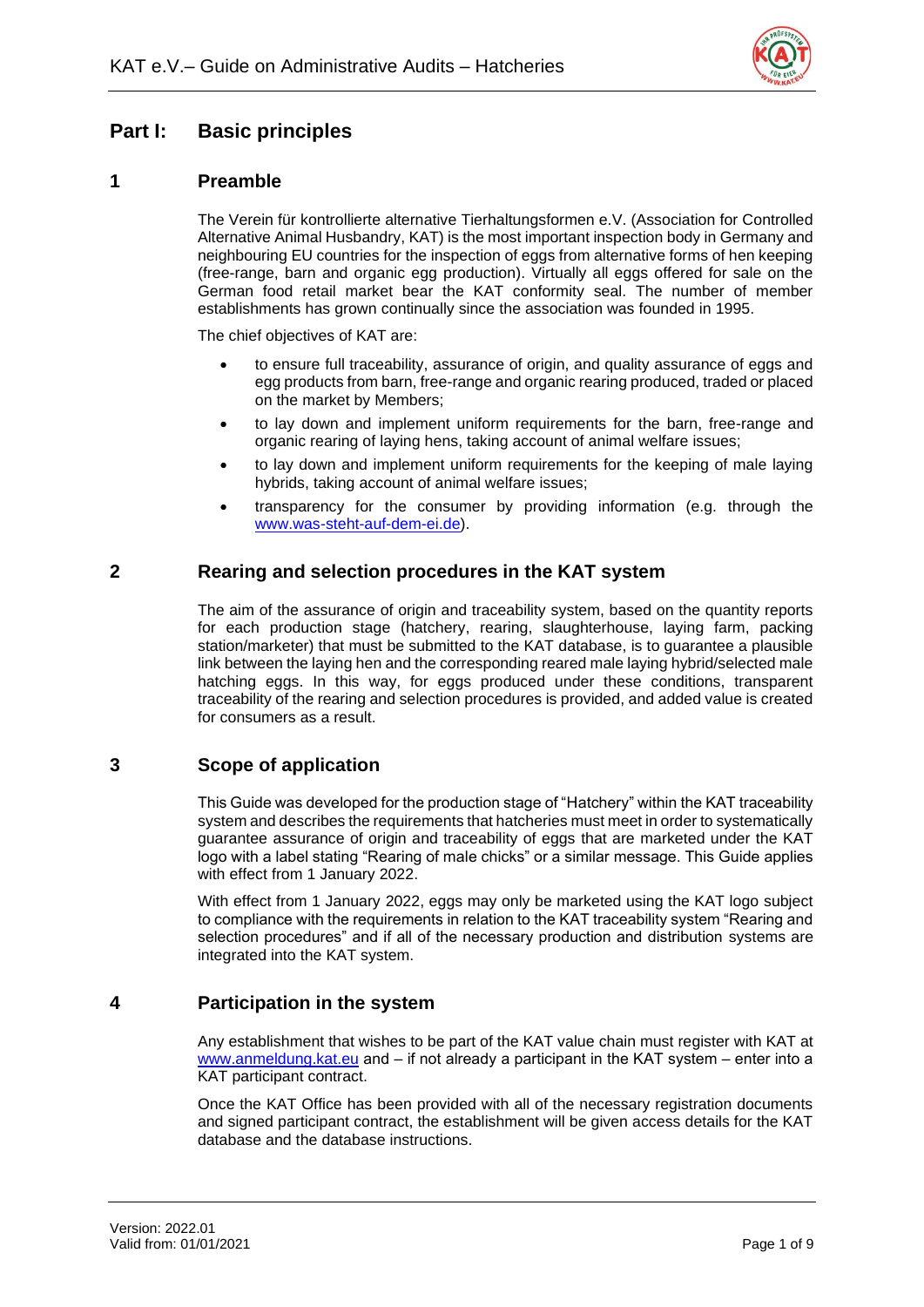# Part I: Basic principles

## 1 Preamble

The Verein für kontrollierte alternative Tierhaltungsformen e.V. (Association for Controlled Alternative Animal Husbandry, KAT) is the most important inspection body in Germany and neighbouring EU countries for the inspection of eggs from alternative forms of hen keeping (free-range, barn and organic egg production). Virtually all eggs offered for sale on the German food retail market bear the KAT conformity seal. The number of member establishments has grown continually since the association was founded in 1995.

The chief objectives of KAT are:

- to ensure full traceability, assurance of origin, and quality assurance of eggs and egg products from barn, free-range and organic rearing produced, traded or placed on the market by Members;
- to lay down and implement uniform requirements for the barn, free-range and organic rearing of laying hens, taking account of animal welfare issues;
- to lay down and implement uniform requirements for the keeping of male laying hybrids, taking account of animal welfare issues;
- transparency for the consumer by providing information (e.g. through the www.was-steht-auf-dem-ei.de).

## 2 Rearing and selection procedures in the KAT system

The aim of the assurance of origin and traceability system, based on the quantity reports for each production stage (hatchery, rearing, slaughterhouse, laying farm, packing station/marketer) that must be submitted to the KAT database, is to guarantee a plausible link between the laying hen and the corresponding reared male laying hybrid/selected male hatching eggs. In this way, for eggs produced under these conditions, transparent traceability of the rearing and selection procedures is provided, and added value is created for consumers as a result.

## 3 Scope of application

This Guide was developed for the production stage of "Hatchery" within the KAT traceability system and describes the requirements that hatcheries must meet in order to systematically guarantee assurance of origin and traceability of eggs that are marketed under the KAT logo with a label stating "Rearing of male chicks" or a similar message. This Guide applies with effect from 1 January 2022.

With effect from 1 January 2022, eggs may only be marketed using the KAT logo subject to compliance with the requirements in relation to the KAT traceability system "Rearing and selection procedures" and if all of the necessary production and distribution systems are integrated into the KAT system.

## 4 Participation in the system

Any establishment that wishes to be part of the KAT value chain must register with KAT at www.anmeldung.kat.eu and – if not already a participant in the KAT system – enter into a KAT participant contract.

Once the KAT Office has been provided with all of the necessary registration documents and signed participant contract, the establishment will be given access details for the KAT database and the database instructions.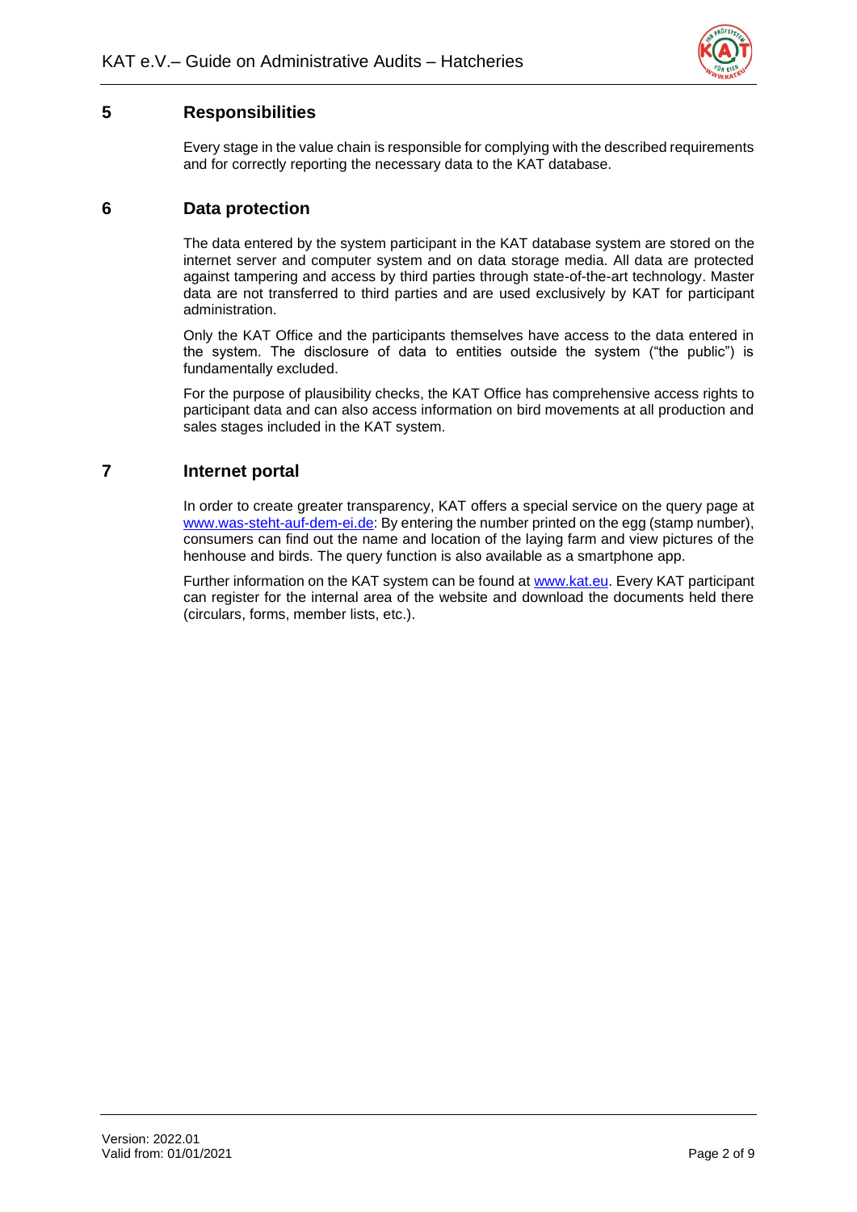## 5 Responsibilities

Every stage in the value chain is responsible for complying with the described requirements and for correctly reporting the necessary data to the KAT database.

## 6 Data protection

The data entered by the system participant in the KAT database system are stored on the internet server and computer system and on data storage media. All data are protected against tampering and access by third parties through state-of-the-art technology. Master data are not transferred to third parties and are used exclusively by KAT for participant administration.

Only the KAT Office and the participants themselves have access to the data entered in the system. The disclosure of data to entities outside the system ("the public") is fundamentally excluded.

For the purpose of plausibility checks, the KAT Office has comprehensive access rights to participant data and can also access information on bird movements at all production and sales stages included in the KAT system.

## 7 Internet portal

In order to create greater transparency, KAT offers a special service on the query page at www.was-steht-auf-dem-ei.de: By entering the number printed on the egg (stamp number), consumers can find out the name and location of the laying farm and view pictures of the henhouse and birds. The query function is also available as a smartphone app.

Further information on the KAT system can be found at www.kat.eu. Every KAT participant can register for the internal area of the website and download the documents held there (circulars, forms, member lists, etc.).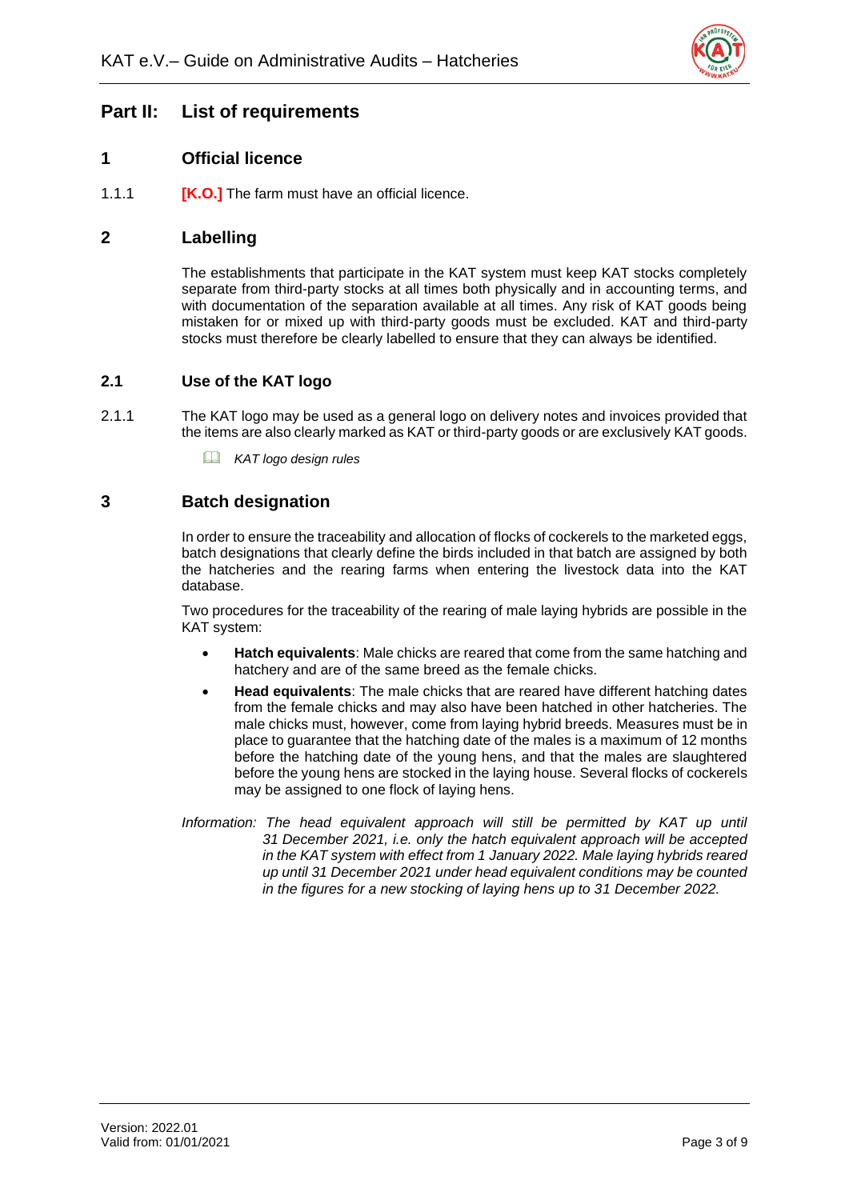# Part II: List of requirements

## 1 Official licence

1.1.1 **[K.O.]** The farm must have an official licence.

## 2 Labelling

The establishments that participate in the KAT system must keep KAT stocks completely separate from third-party stocks at all times both physically and in accounting terms, and with documentation of the separation available at all times. Any risk of KAT goods being mistaken for or mixed up with third-party goods must be excluded. KAT and third-party stocks must therefore be clearly labelled to ensure that they can always be identified.

### 2.1 Use of the KAT logo

2.1.1 The KAT logo may be used as a general logo on delivery notes and invoices provided that the items are also clearly marked as KAT or third-party goods or are exclusively KAT goods.

📖 *KAT logo design rules*

## 3 Batch designation

In order to ensure the traceability and allocation of flocks of cockerels to the marketed eggs, batch designations that clearly define the birds included in that batch are assigned by both the hatcheries and the rearing farms when entering the livestock data into the KAT database.

Two procedures for the traceability of the rearing of male laying hybrids are possible in the KAT system:

- **Hatch equivalents**: Male chicks are reared that come from the same hatching and hatchery and are of the same breed as the female chicks.
- **Head equivalents**: The male chicks that are reared have different hatching dates from the female chicks and may also have been hatched in other hatcheries. The male chicks must, however, come from laying hybrid breeds. Measures must be in place to guarantee that the hatching date of the males is a maximum of 12 months before the hatching date of the young hens, and that the males are slaughtered before the young hens are stocked in the laying house. Several flocks of cockerels may be assigned to one flock of laying hens.

*Information: The head equivalent approach will still be permitted by KAT up until 31 December 2021, i.e. only the hatch equivalent approach will be accepted in the KAT system with effect from 1 January 2022. Male laying hybrids reared up until 31 December 2021 under head equivalent conditions may be counted in the figures for a new stocking of laying hens up to 31 December 2022.*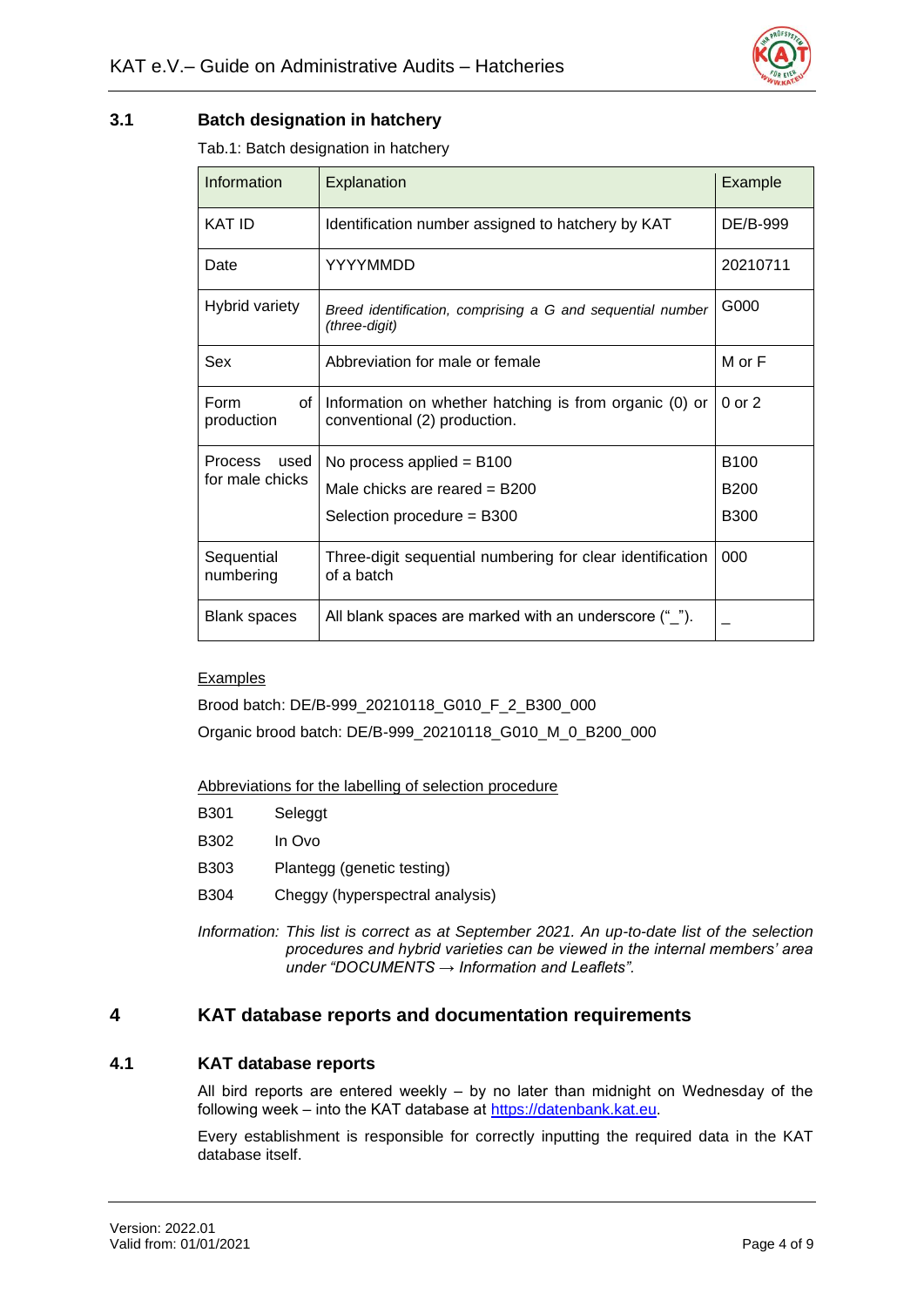## 3.1 Batch designation in hatchery

Tab.1: Batch designation in hatchery

| Information | Explanation | Example |
|---|---|---|
| KAT ID | Identification number assigned to hatchery by KAT | DE/B-999 |
| Date | YYYYMMDD | 20210711 |
| Hybrid variety | *Breed identification, comprising a G and sequential number (three-digit)* | G000 |
| Sex | Abbreviation for male or female | M or F |
| Form of production | Information on whether hatching is from organic (0) or conventional (2) production. | 0 or 2 |
| Process used for male chicks | No process applied = B100<br>Male chicks are reared = B200<br>Selection procedure = B300 | B100<br>B200<br>B300 |
| Sequential numbering | Three-digit sequential numbering for clear identification of a batch | 000 |
| Blank spaces | All blank spaces are marked with an underscore ("_"). | _ |

Examples

Brood batch: DE/B-999_20210118_G010_F_2_B300_000

Organic brood batch: DE/B-999_20210118_G010_M_0_B200_000

Abbreviations for the labelling of selection procedure

B301 Seleggt

B302 In Ovo

B303 Plantegg (genetic testing)

B304 Cheggy (hyperspectral analysis)

*Information: This list is correct as at September 2021. An up-to-date list of the selection procedures and hybrid varieties can be viewed in the internal members' area under "DOCUMENTS → Information and Leaflets".*

# 4 KAT database reports and documentation requirements

## 4.1 KAT database reports

All bird reports are entered weekly – by no later than midnight on Wednesday of the following week – into the KAT database at https://datenbank.kat.eu.

Every establishment is responsible for correctly inputting the required data in the KAT database itself.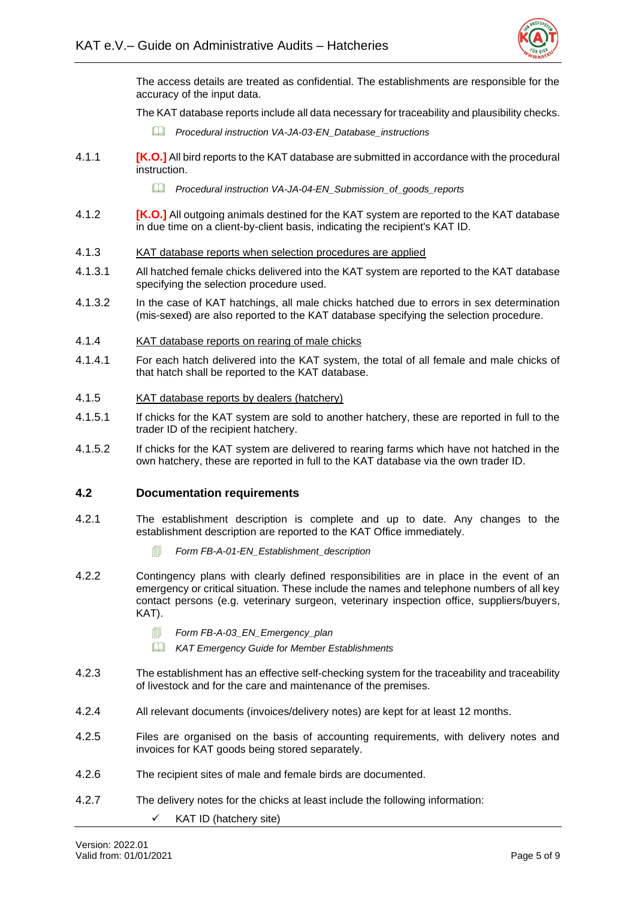The access details are treated as confidential. The establishments are responsible for the accuracy of the input data.

The KAT database reports include all data necessary for traceability and plausibility checks.

*Procedural instruction VA-JA-03-EN_Database_instructions*

4.1.1 **[K.O.]** All bird reports to the KAT database are submitted in accordance with the procedural instruction.

*Procedural instruction VA-JA-04-EN_Submission_of_goods_reports*

4.1.2 **[K.O.]** All outgoing animals destined for the KAT system are reported to the KAT database in due time on a client-by-client basis, indicating the recipient's KAT ID.

4.1.3 KAT database reports when selection procedures are applied

4.1.3.1 All hatched female chicks delivered into the KAT system are reported to the KAT database specifying the selection procedure used.

4.1.3.2 In the case of KAT hatchings, all male chicks hatched due to errors in sex determination (mis-sexed) are also reported to the KAT database specifying the selection procedure.

4.1.4 KAT database reports on rearing of male chicks

4.1.4.1 For each hatch delivered into the KAT system, the total of all female and male chicks of that hatch shall be reported to the KAT database.

4.1.5 KAT database reports by dealers (hatchery)

4.1.5.1 If chicks for the KAT system are sold to another hatchery, these are reported in full to the trader ID of the recipient hatchery.

4.1.5.2 If chicks for the KAT system are delivered to rearing farms which have not hatched in the own hatchery, these are reported in full to the KAT database via the own trader ID.

## 4.2 Documentation requirements

4.2.1 The establishment description is complete and up to date. Any changes to the establishment description are reported to the KAT Office immediately.

*Form FB-A-01-EN_Establishment_description*

4.2.2 Contingency plans with clearly defined responsibilities are in place in the event of an emergency or critical situation. These include the names and telephone numbers of all key contact persons (e.g. veterinary surgeon, veterinary inspection office, suppliers/buyers, KAT).

*Form FB-A-03_EN_Emergency_plan*

*KAT Emergency Guide for Member Establishments*

4.2.3 The establishment has an effective self-checking system for the traceability and traceability of livestock and for the care and maintenance of the premises.

4.2.4 All relevant documents (invoices/delivery notes) are kept for at least 12 months.

4.2.5 Files are organised on the basis of accounting requirements, with delivery notes and invoices for KAT goods being stored separately.

4.2.6 The recipient sites of male and female birds are documented.

4.2.7 The delivery notes for the chicks at least include the following information:

- ✓ KAT ID (hatchery site)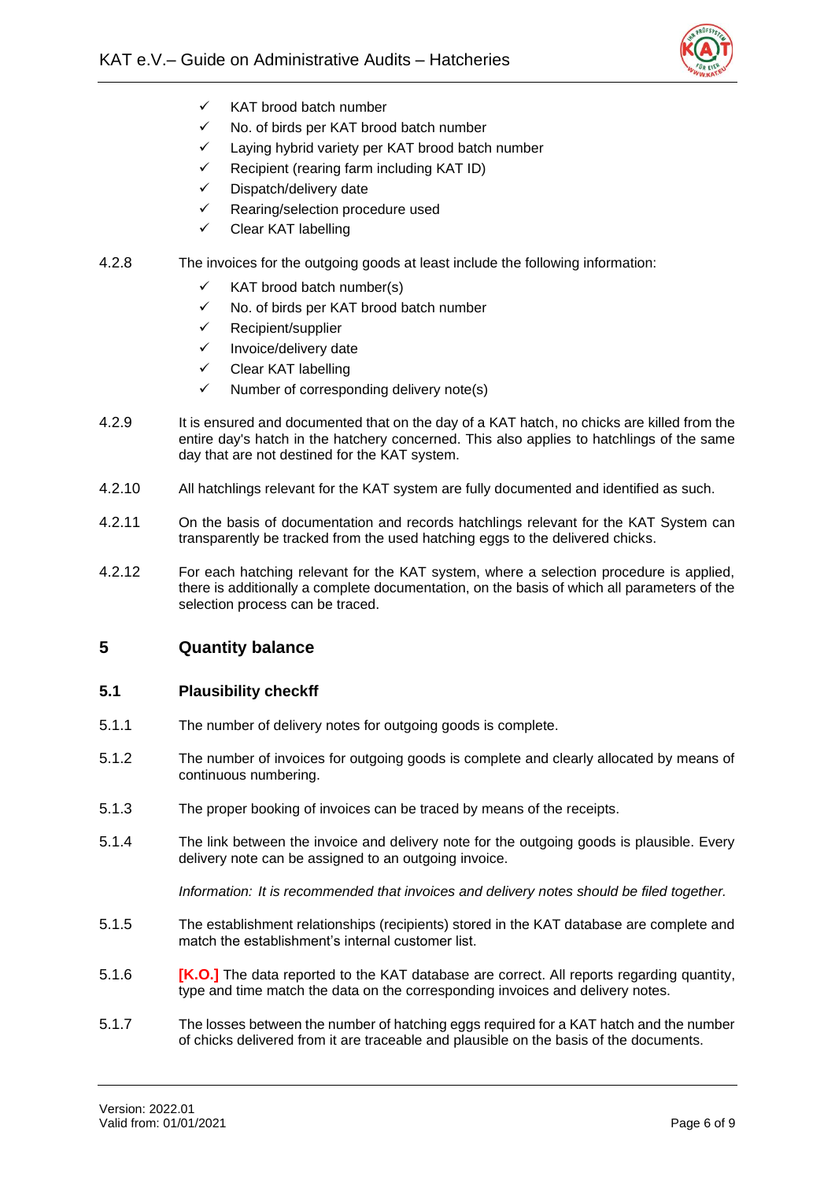- ✓ KAT brood batch number
- ✓ No. of birds per KAT brood batch number
- ✓ Laying hybrid variety per KAT brood batch number
- ✓ Recipient (rearing farm including KAT ID)
- ✓ Dispatch/delivery date
- ✓ Rearing/selection procedure used
- ✓ Clear KAT labelling

4.2.8 The invoices for the outgoing goods at least include the following information:

- ✓ KAT brood batch number(s)
- ✓ No. of birds per KAT brood batch number
- ✓ Recipient/supplier
- ✓ Invoice/delivery date
- ✓ Clear KAT labelling
- ✓ Number of corresponding delivery note(s)

4.2.9 It is ensured and documented that on the day of a KAT hatch, no chicks are killed from the entire day's hatch in the hatchery concerned. This also applies to hatchlings of the same day that are not destined for the KAT system.

4.2.10 All hatchlings relevant for the KAT system are fully documented and identified as such.

4.2.11 On the basis of documentation and records hatchlings relevant for the KAT System can transparently be tracked from the used hatching eggs to the delivered chicks.

4.2.12 For each hatching relevant for the KAT system, where a selection procedure is applied, there is additionally a complete documentation, on the basis of which all parameters of the selection process can be traced.

## 5 Quantity balance

### 5.1 Plausibility checkff

5.1.1 The number of delivery notes for outgoing goods is complete.

5.1.2 The number of invoices for outgoing goods is complete and clearly allocated by means of continuous numbering.

5.1.3 The proper booking of invoices can be traced by means of the receipts.

5.1.4 The link between the invoice and delivery note for the outgoing goods is plausible. Every delivery note can be assigned to an outgoing invoice.

*Information: It is recommended that invoices and delivery notes should be filed together.*

5.1.5 The establishment relationships (recipients) stored in the KAT database are complete and match the establishment's internal customer list.

5.1.6 **[K.O.]** The data reported to the KAT database are correct. All reports regarding quantity, type and time match the data on the corresponding invoices and delivery notes.

5.1.7 The losses between the number of hatching eggs required for a KAT hatch and the number of chicks delivered from it are traceable and plausible on the basis of the documents.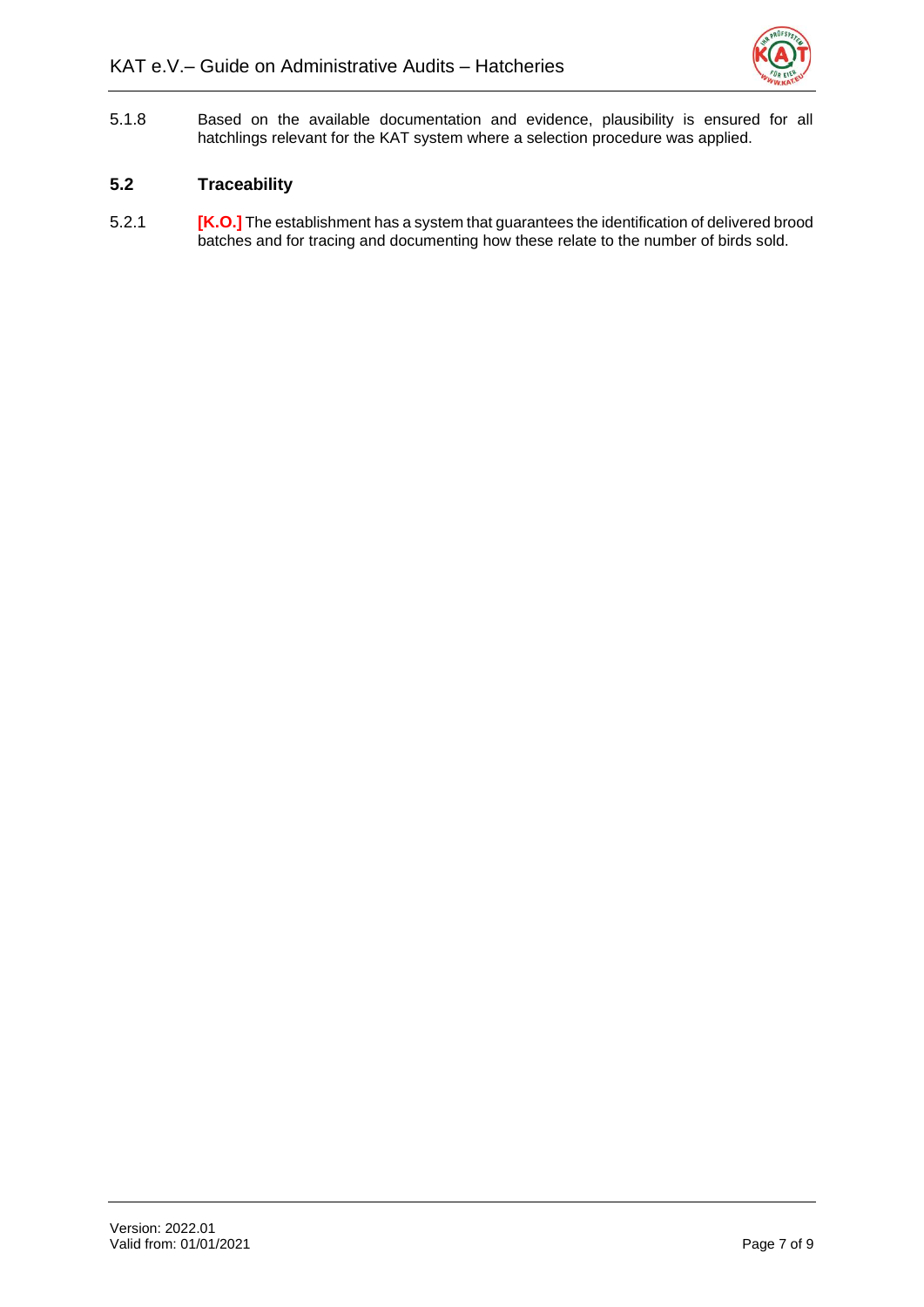5.1.8 Based on the available documentation and evidence, plausibility is ensured for all hatchlings relevant for the KAT system where a selection procedure was applied.

## 5.2 Traceability

5.2.1 **[K.O.]** The establishment has a system that guarantees the identification of delivered brood batches and for tracing and documenting how these relate to the number of birds sold.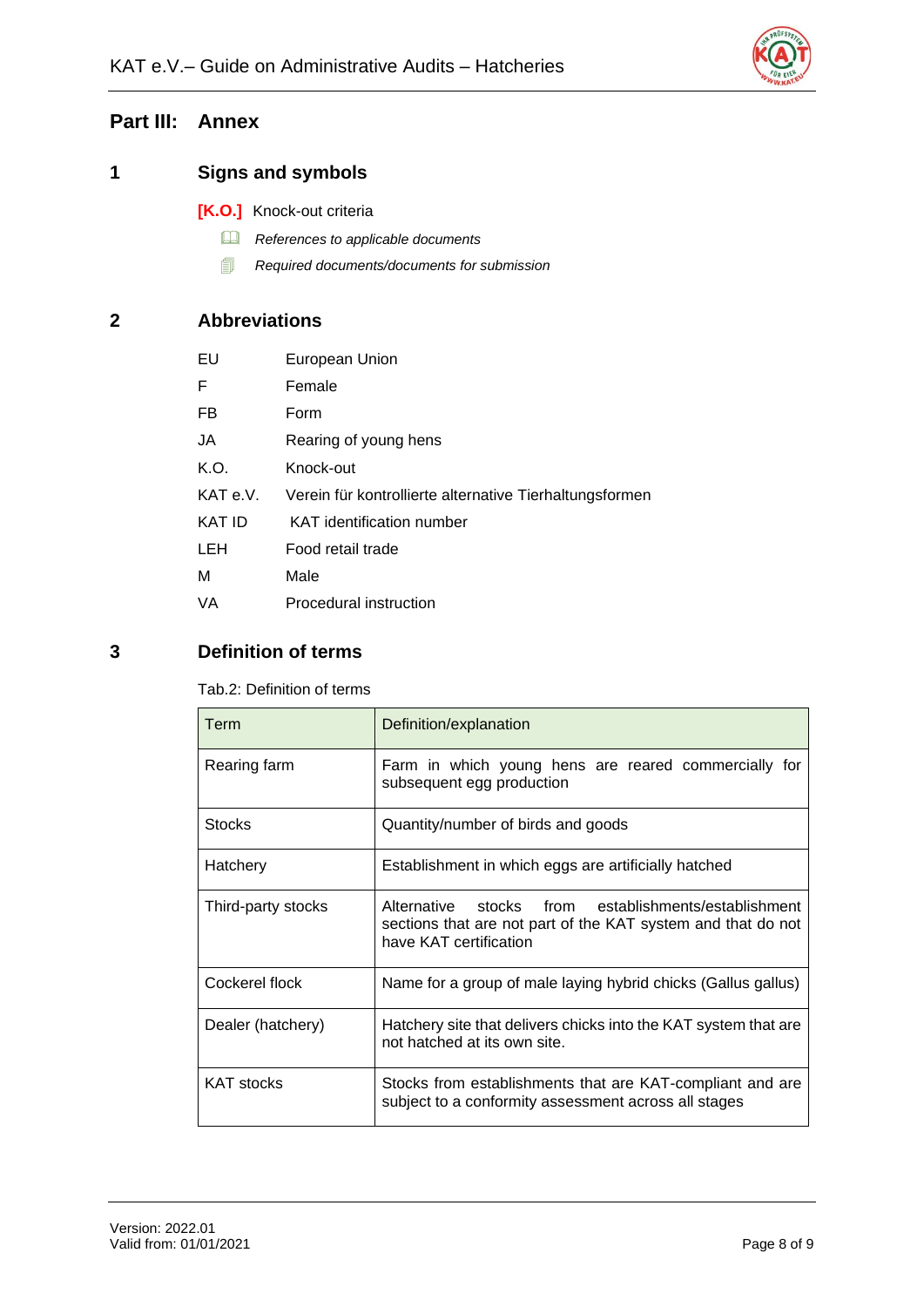# Part III: Annex

## 1 Signs and symbols

**[K.O.]** Knock-out criteria

📖 *References to applicable documents*

🗐 *Required documents/documents for submission*

## 2 Abbreviations

| | |
|---|---|
| EU | European Union |
| F | Female |
| FB | Form |
| JA | Rearing of young hens |
| K.O. | Knock-out |
| KAT e.V. | Verein für kontrollierte alternative Tierhaltungsformen |
| KAT ID | KAT identification number |
| LEH | Food retail trade |
| M | Male |
| VA | Procedural instruction |

## 3 Definition of terms

Tab.2: Definition of terms

| Term | Definition/explanation |
|---|---|
| Rearing farm | Farm in which young hens are reared commercially for subsequent egg production |
| Stocks | Quantity/number of birds and goods |
| Hatchery | Establishment in which eggs are artificially hatched |
| Third-party stocks | Alternative stocks from establishments/establishment sections that are not part of the KAT system and that do not have KAT certification |
| Cockerel flock | Name for a group of male laying hybrid chicks (Gallus gallus) |
| Dealer (hatchery) | Hatchery site that delivers chicks into the KAT system that are not hatched at its own site. |
| KAT stocks | Stocks from establishments that are KAT-compliant and are subject to a conformity assessment across all stages |

Version: 2022.01
Valid from: 01/01/2021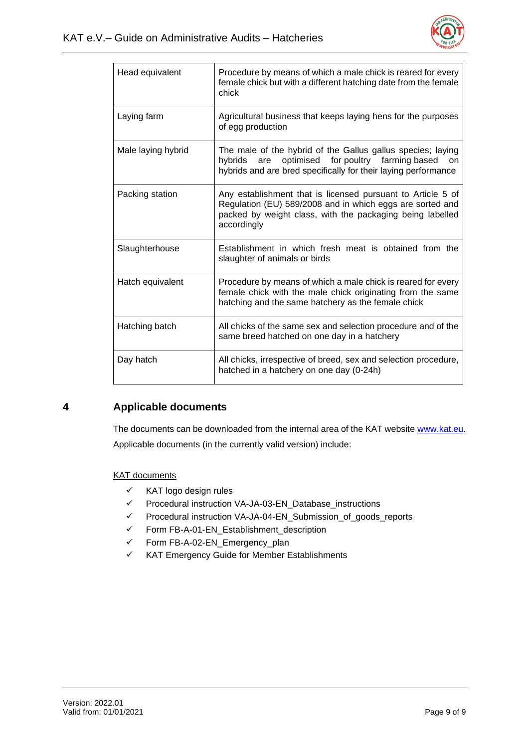| | |
|---|---|
| Head equivalent | Procedure by means of which a male chick is reared for every female chick but with a different hatching date from the female chick |
| Laying farm | Agricultural business that keeps laying hens for the purposes of egg production |
| Male laying hybrid | The male of the hybrid of the Gallus gallus species; laying hybrids are optimised for poultry farming based on hybrids and are bred specifically for their laying performance |
| Packing station | Any establishment that is licensed pursuant to Article 5 of Regulation (EU) 589/2008 and in which eggs are sorted and packed by weight class, with the packaging being labelled accordingly |
| Slaughterhouse | Establishment in which fresh meat is obtained from the slaughter of animals or birds |
| Hatch equivalent | Procedure by means of which a male chick is reared for every female chick with the male chick originating from the same hatching and the same hatchery as the female chick |
| Hatching batch | All chicks of the same sex and selection procedure and of the same breed hatched on one day in a hatchery |
| Day hatch | All chicks, irrespective of breed, sex and selection procedure, hatched in a hatchery on one day (0-24h) |

## 4 Applicable documents

The documents can be downloaded from the internal area of the KAT website www.kat.eu.

Applicable documents (in the currently valid version) include:

KAT documents

- ✓ KAT logo design rules
- ✓ Procedural instruction VA-JA-03-EN_Database_instructions
- ✓ Procedural instruction VA-JA-04-EN_Submission_of_goods_reports
- ✓ Form FB-A-01-EN_Establishment_description
- ✓ Form FB-A-02-EN_Emergency_plan
- ✓ KAT Emergency Guide for Member Establishments